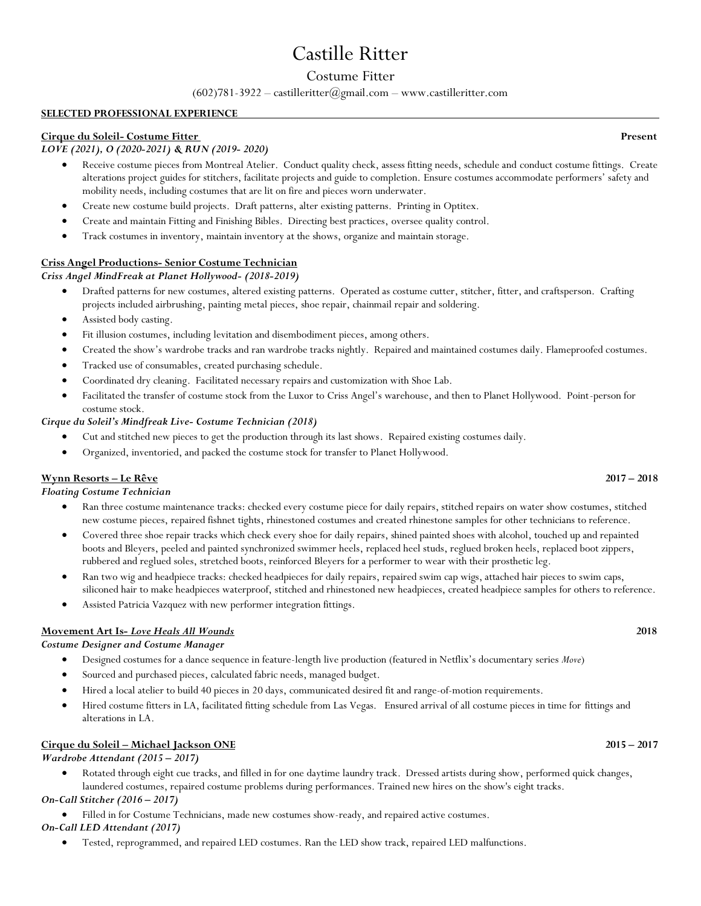# Castille Ritter

## Costume Fitter

(602)781-3922 – castilleritter@gmail.com – www.castilleritter.com

### SELECTED PROFESSIONAL EXPERIENCE

**Cirque du Soleil- Costume Fitter** — **Present**

***LOVE (2021), O (2020-2021) & RUN (2019- 2020)***

- Receive costume pieces from Montreal Atelier. Conduct quality check, assess fitting needs, schedule and conduct costume fittings. Create alterations project guides for stitchers, facilitate projects and guide to completion. Ensure costumes accommodate performers' safety and mobility needs, including costumes that are lit on fire and pieces worn underwater.
- Create new costume build projects. Draft patterns, alter existing patterns. Printing in Optitex.
- Create and maintain Fitting and Finishing Bibles. Directing best practices, oversee quality control.
- Track costumes in inventory, maintain inventory at the shows, organize and maintain storage.

**Criss Angel Productions- Senior Costume Technician**

***Criss Angel MindFreak at Planet Hollywood- (2018-2019)***

- Drafted patterns for new costumes, altered existing patterns. Operated as costume cutter, stitcher, fitter, and craftsperson. Crafting projects included airbrushing, painting metal pieces, shoe repair, chainmail repair and soldering.
- Assisted body casting.
- Fit illusion costumes, including levitation and disembodiment pieces, among others.
- Created the show's wardrobe tracks and ran wardrobe tracks nightly. Repaired and maintained costumes daily. Flameproofed costumes.
- Tracked use of consumables, created purchasing schedule.
- Coordinated dry cleaning. Facilitated necessary repairs and customization with Shoe Lab.
- Facilitated the transfer of costume stock from the Luxor to Criss Angel's warehouse, and then to Planet Hollywood. Point-person for costume stock.

***Cirque du Soleil's Mindfreak Live- Costume Technician (2018)***

- Cut and stitched new pieces to get the production through its last shows. Repaired existing costumes daily.
- Organized, inventoried, and packed the costume stock for transfer to Planet Hollywood.

**Wynn Resorts – Le Rêve** — **2017 – 2018**

***Floating Costume Technician***

- Ran three costume maintenance tracks: checked every costume piece for daily repairs, stitched repairs on water show costumes, stitched new costume pieces, repaired fishnet tights, rhinestoned costumes and created rhinestone samples for other technicians to reference.
- Covered three shoe repair tracks which check every shoe for daily repairs, shined painted shoes with alcohol, touched up and repainted boots and Bleyers, peeled and painted synchronized swimmer heels, replaced heel studs, reglued broken heels, replaced boot zippers, rubbered and reglued soles, stretched boots, reinforced Bleyers for a performer to wear with their prosthetic leg.
- Ran two wig and headpiece tracks: checked headpieces for daily repairs, repaired swim cap wigs, attached hair pieces to swim caps, siliconed hair to make headpieces waterproof, stitched and rhinestoned new headpieces, created headpiece samples for others to reference.
- Assisted Patricia Vazquez with new performer integration fittings.

**Movement Art Is- *Love Heals All Wounds*** — **2018**

***Costume Designer and Costume Manager***

- Designed costumes for a dance sequence in feature-length live production (featured in Netflix's documentary series *Move*)
- Sourced and purchased pieces, calculated fabric needs, managed budget.
- Hired a local atelier to build 40 pieces in 20 days, communicated desired fit and range-of-motion requirements.
- Hired costume fitters in LA, facilitated fitting schedule from Las Vegas. Ensured arrival of all costume pieces in time for fittings and alterations in LA.

**Cirque du Soleil – Michael Jackson ONE** — **2015 – 2017**

***Wardrobe Attendant (2015 – 2017)***

- Rotated through eight cue tracks, and filled in for one daytime laundry track. Dressed artists during show, performed quick changes, laundered costumes, repaired costume problems during performances. Trained new hires on the show's eight tracks.

***On-Call Stitcher (2016 – 2017)***

- Filled in for Costume Technicians, made new costumes show-ready, and repaired active costumes.

***On-Call LED Attendant (2017)***

- Tested, reprogrammed, and repaired LED costumes. Ran the LED show track, repaired LED malfunctions.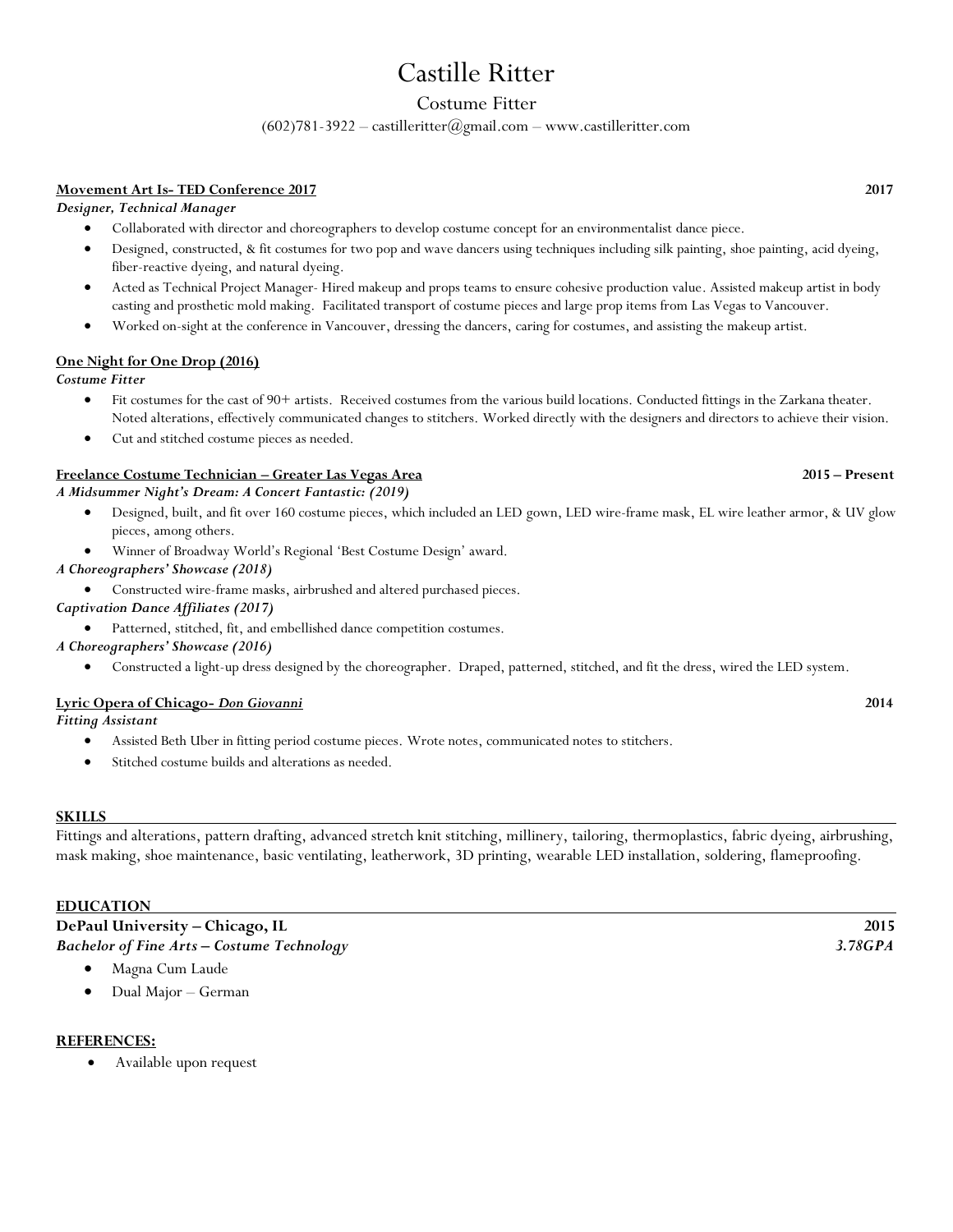# Castille Ritter

## Costume Fitter

(602)781-3922 – castilleritter@gmail.com – www.castilleritter.com

**Movement Art Is- TED Conference 2017** **2017**

***Designer, Technical Manager***

- Collaborated with director and choreographers to develop costume concept for an environmentalist dance piece.
- Designed, constructed, & fit costumes for two pop and wave dancers using techniques including silk painting, shoe painting, acid dyeing, fiber-reactive dyeing, and natural dyeing.
- Acted as Technical Project Manager- Hired makeup and props teams to ensure cohesive production value. Assisted makeup artist in body casting and prosthetic mold making. Facilitated transport of costume pieces and large prop items from Las Vegas to Vancouver.
- Worked on-sight at the conference in Vancouver, dressing the dancers, caring for costumes, and assisting the makeup artist.

**One Night for One Drop (2016)**

***Costume Fitter***

- Fit costumes for the cast of 90+ artists. Received costumes from the various build locations. Conducted fittings in the Zarkana theater. Noted alterations, effectively communicated changes to stitchers. Worked directly with the designers and directors to achieve their vision.
- Cut and stitched costume pieces as needed.

**Freelance Costume Technician – Greater Las Vegas Area** **2015 – Present**

***A Midsummer Night's Dream: A Concert Fantastic: (2019)***

- Designed, built, and fit over 160 costume pieces, which included an LED gown, LED wire-frame mask, EL wire leather armor, & UV glow pieces, among others.
- Winner of Broadway World's Regional 'Best Costume Design' award.

***A Choreographers' Showcase (2018)***

- Constructed wire-frame masks, airbrushed and altered purchased pieces.

***Captivation Dance Affiliates (2017)***

- Patterned, stitched, fit, and embellished dance competition costumes.

***A Choreographers' Showcase (2016)***

- Constructed a light-up dress designed by the choreographer. Draped, patterned, stitched, and fit the dress, wired the LED system.

**Lyric Opera of Chicago- *Don Giovanni*** **2014**

***Fitting Assistant***

- Assisted Beth Uber in fitting period costume pieces. Wrote notes, communicated notes to stitchers.
- Stitched costume builds and alterations as needed.

## SKILLS

Fittings and alterations, pattern drafting, advanced stretch knit stitching, millinery, tailoring, thermoplastics, fabric dyeing, airbrushing, mask making, shoe maintenance, basic ventilating, leatherwork, 3D printing, wearable LED installation, soldering, flameproofing.

## EDUCATION

**DePaul University – Chicago, IL** **2015**

***Bachelor of Fine Arts – Costume Technology*** ***3.78GPA***

- Magna Cum Laude
- Dual Major – German

## REFERENCES:

- Available upon request